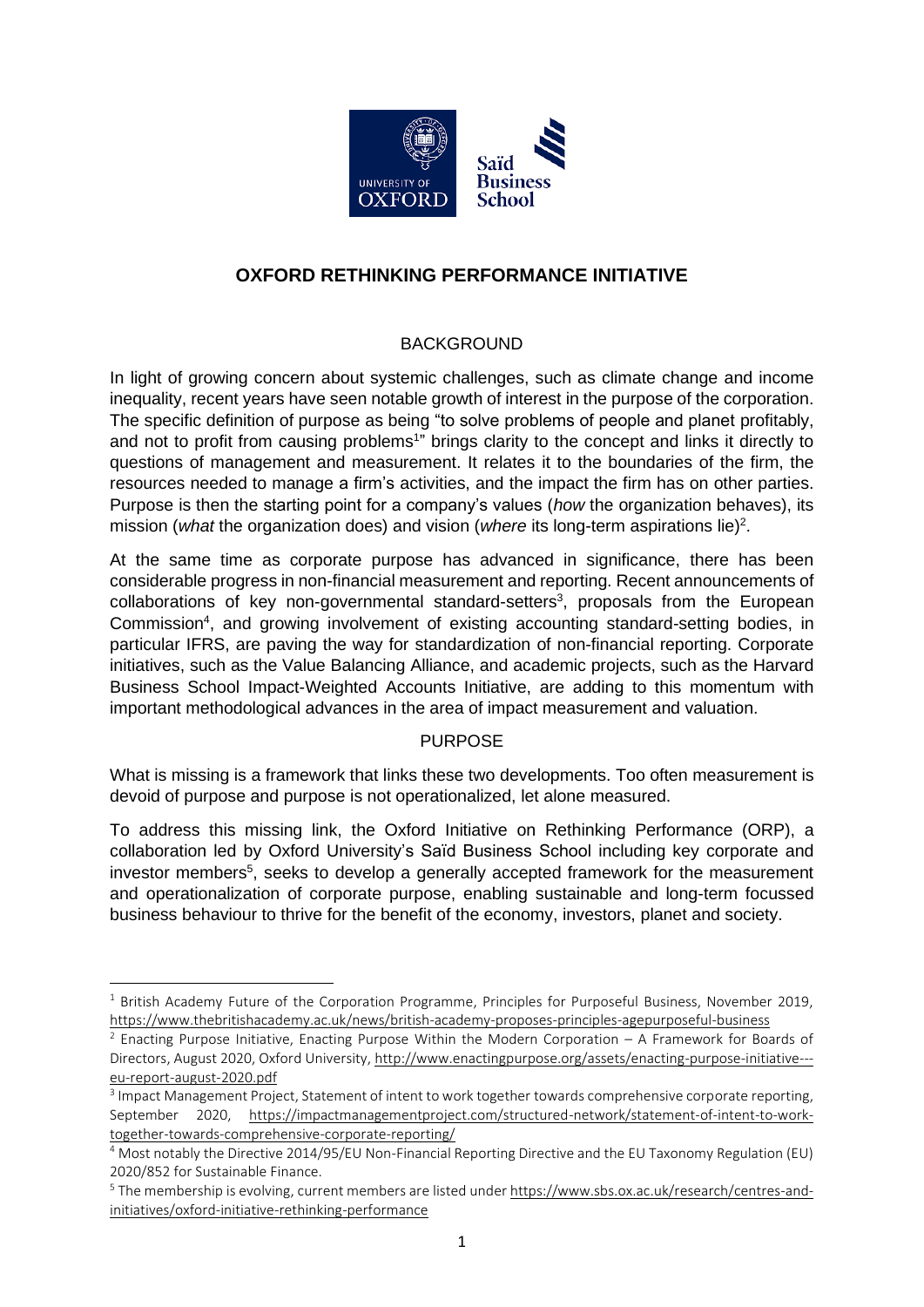# OXFORD RETHINKING PERFORMANCE INITIATIVE

## BACKGROUND

In light of growing concern about systemic challenges, such as climate change and income inequality, recent years have seen notable growth of interest in the purpose of the corporation. The specific definition of purpose as being "to solve problems of people and planet profitably, and not to profit from causing problems[1]" brings clarity to the concept and links it directly to questions of management and measurement. It relates it to the boundaries of the firm, the resources needed to manage a firm's activities, and the impact the firm has on other parties. Purpose is then the starting point for a company's values (*how* the organization behaves), its mission (*what* the organization does) and vision (*where* its long-term aspirations lie)[2].

At the same time as corporate purpose has advanced in significance, there has been considerable progress in non-financial measurement and reporting. Recent announcements of collaborations of key non-governmental standard-setters[3], proposals from the European Commission[4], and growing involvement of existing accounting standard-setting bodies, in particular IFRS, are paving the way for standardization of non-financial reporting. Corporate initiatives, such as the Value Balancing Alliance, and academic projects, such as the Harvard Business School Impact-Weighted Accounts Initiative, are adding to this momentum with important methodological advances in the area of impact measurement and valuation.

## PURPOSE

What is missing is a framework that links these two developments. Too often measurement is devoid of purpose and purpose is not operationalized, let alone measured.

To address this missing link, the Oxford Initiative on Rethinking Performance (ORP), a collaboration led by Oxford University's Saïd Business School including key corporate and investor members[5], seeks to develop a generally accepted framework for the measurement and operationalization of corporate purpose, enabling sustainable and long-term focussed business behaviour to thrive for the benefit of the economy, investors, planet and society.

---

[1] British Academy Future of the Corporation Programme, Principles for Purposeful Business, November 2019, https://www.thebritishacademy.ac.uk/news/british-academy-proposes-principles-agepurposeful-business

[2] Enacting Purpose Initiative, Enacting Purpose Within the Modern Corporation – A Framework for Boards of Directors, August 2020, Oxford University, http://www.enactingpurpose.org/assets/enacting-purpose-initiative---eu-report-august-2020.pdf

[3] Impact Management Project, Statement of intent to work together towards comprehensive corporate reporting, September 2020, https://impactmanagementproject.com/structured-network/statement-of-intent-to-work-together-towards-comprehensive-corporate-reporting/

[4] Most notably the Directive 2014/95/EU Non-Financial Reporting Directive and the EU Taxonomy Regulation (EU) 2020/852 for Sustainable Finance.

[5] The membership is evolving, current members are listed under https://www.sbs.ox.ac.uk/research/centres-and-initiatives/oxford-initiative-rethinking-performance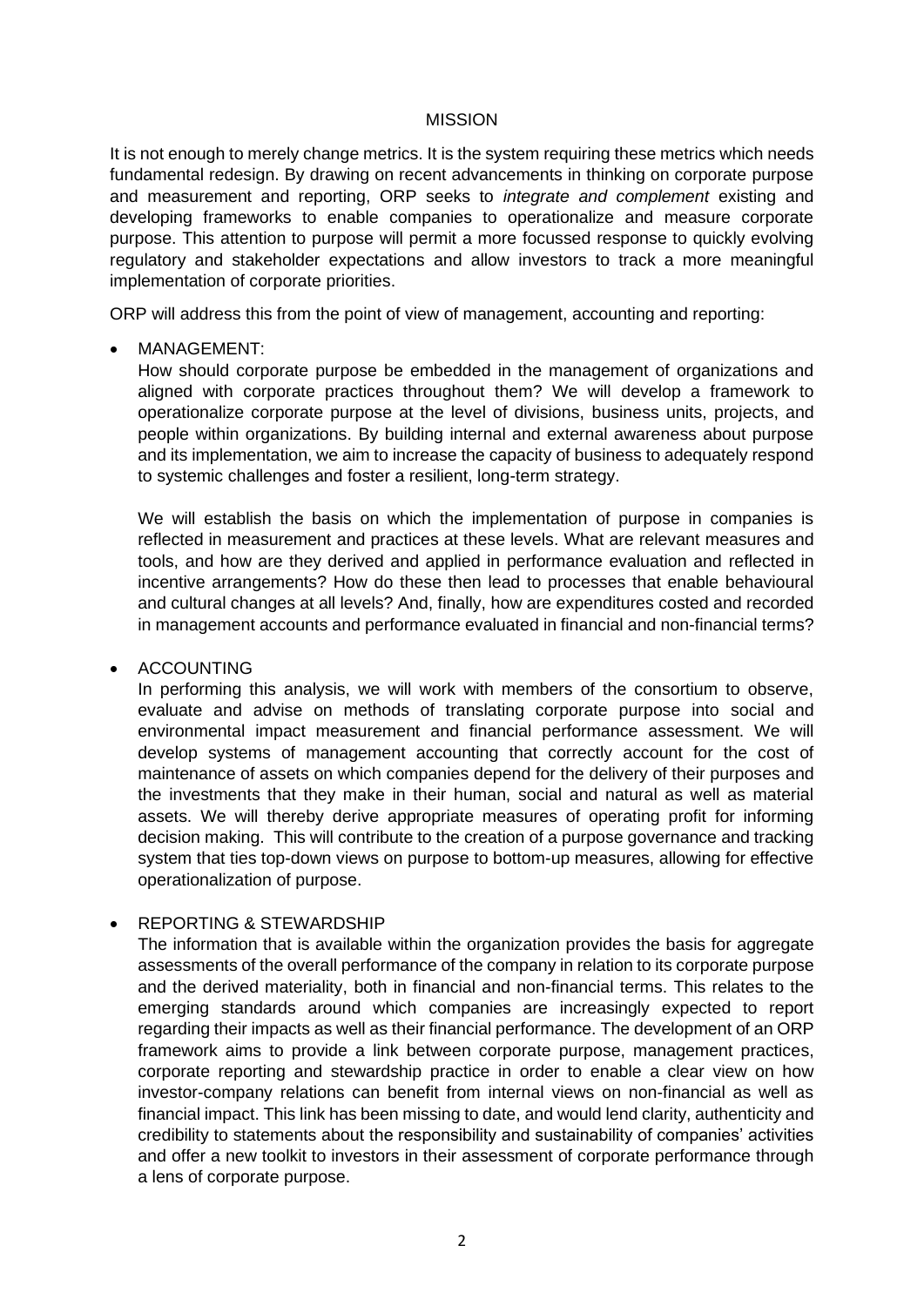# MISSION

It is not enough to merely change metrics. It is the system requiring these metrics which needs fundamental redesign. By drawing on recent advancements in thinking on corporate purpose and measurement and reporting, ORP seeks to *integrate and complement* existing and developing frameworks to enable companies to operationalize and measure corporate purpose. This attention to purpose will permit a more focussed response to quickly evolving regulatory and stakeholder expectations and allow investors to track a more meaningful implementation of corporate priorities.

ORP will address this from the point of view of management, accounting and reporting:

- MANAGEMENT:
  How should corporate purpose be embedded in the management of organizations and aligned with corporate practices throughout them? We will develop a framework to operationalize corporate purpose at the level of divisions, business units, projects, and people within organizations. By building internal and external awareness about purpose and its implementation, we aim to increase the capacity of business to adequately respond to systemic challenges and foster a resilient, long-term strategy.

  We will establish the basis on which the implementation of purpose in companies is reflected in measurement and practices at these levels. What are relevant measures and tools, and how are they derived and applied in performance evaluation and reflected in incentive arrangements? How do these then lead to processes that enable behavioural and cultural changes at all levels? And, finally, how are expenditures costed and recorded in management accounts and performance evaluated in financial and non-financial terms?

- ACCOUNTING
  In performing this analysis, we will work with members of the consortium to observe, evaluate and advise on methods of translating corporate purpose into social and environmental impact measurement and financial performance assessment. We will develop systems of management accounting that correctly account for the cost of maintenance of assets on which companies depend for the delivery of their purposes and the investments that they make in their human, social and natural as well as material assets. We will thereby derive appropriate measures of operating profit for informing decision making. This will contribute to the creation of a purpose governance and tracking system that ties top-down views on purpose to bottom-up measures, allowing for effective operationalization of purpose.

- REPORTING & STEWARDSHIP
  The information that is available within the organization provides the basis for aggregate assessments of the overall performance of the company in relation to its corporate purpose and the derived materiality, both in financial and non-financial terms. This relates to the emerging standards around which companies are increasingly expected to report regarding their impacts as well as their financial performance. The development of an ORP framework aims to provide a link between corporate purpose, management practices, corporate reporting and stewardship practice in order to enable a clear view on how investor-company relations can benefit from internal views on non-financial as well as financial impact. This link has been missing to date, and would lend clarity, authenticity and credibility to statements about the responsibility and sustainability of companies' activities and offer a new toolkit to investors in their assessment of corporate performance through a lens of corporate purpose.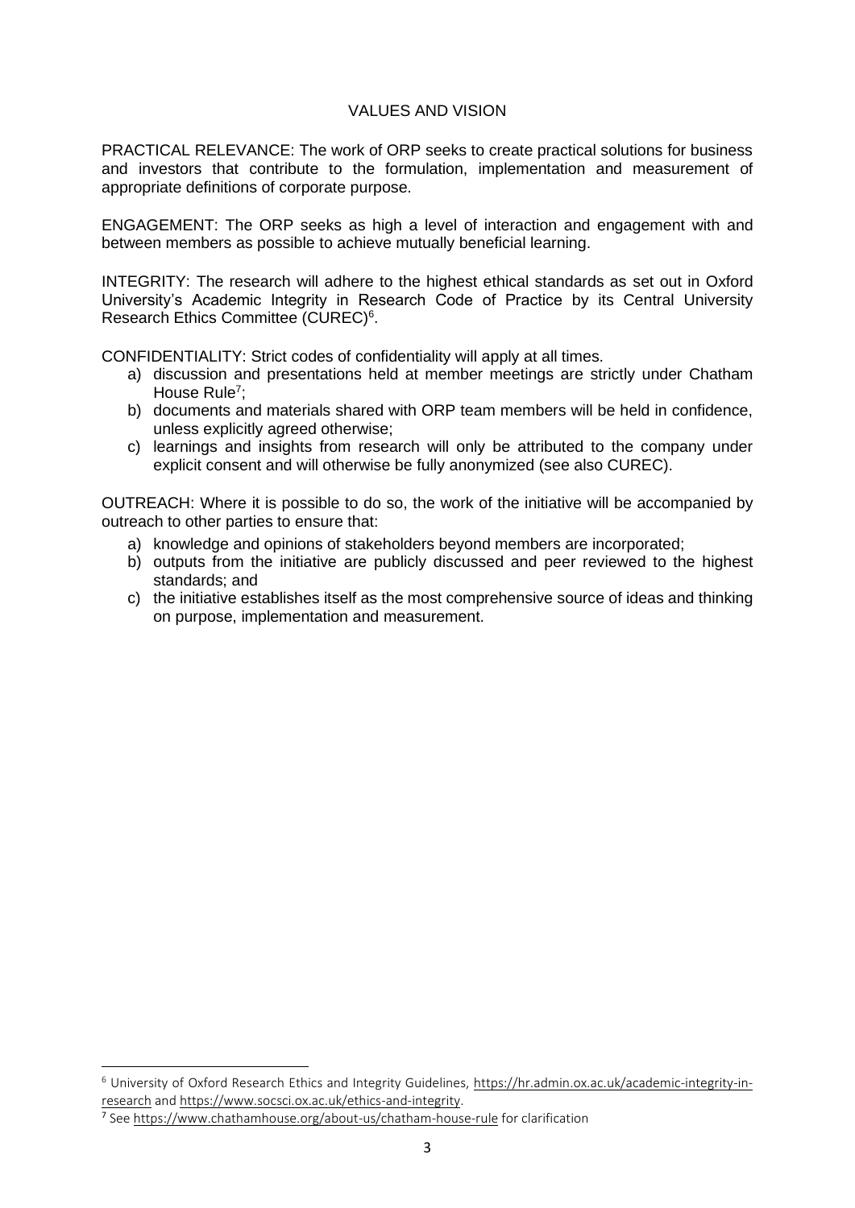## VALUES AND VISION

PRACTICAL RELEVANCE: The work of ORP seeks to create practical solutions for business and investors that contribute to the formulation, implementation and measurement of appropriate definitions of corporate purpose.

ENGAGEMENT: The ORP seeks as high a level of interaction and engagement with and between members as possible to achieve mutually beneficial learning.

INTEGRITY: The research will adhere to the highest ethical standards as set out in Oxford University's Academic Integrity in Research Code of Practice by its Central University Research Ethics Committee (CUREC)[6].

CONFIDENTIALITY: Strict codes of confidentiality will apply at all times.

a) discussion and presentations held at member meetings are strictly under Chatham House Rule[7];
b) documents and materials shared with ORP team members will be held in confidence, unless explicitly agreed otherwise;
c) learnings and insights from research will only be attributed to the company under explicit consent and will otherwise be fully anonymized (see also CUREC).

OUTREACH: Where it is possible to do so, the work of the initiative will be accompanied by outreach to other parties to ensure that:

a) knowledge and opinions of stakeholders beyond members are incorporated;
b) outputs from the initiative are publicly discussed and peer reviewed to the highest standards; and
c) the initiative establishes itself as the most comprehensive source of ideas and thinking on purpose, implementation and measurement.

---

[6] University of Oxford Research Ethics and Integrity Guidelines, https://hr.admin.ox.ac.uk/academic-integrity-in-research and https://www.socsci.ox.ac.uk/ethics-and-integrity.

[7] See https://www.chathamhouse.org/about-us/chatham-house-rule for clarification